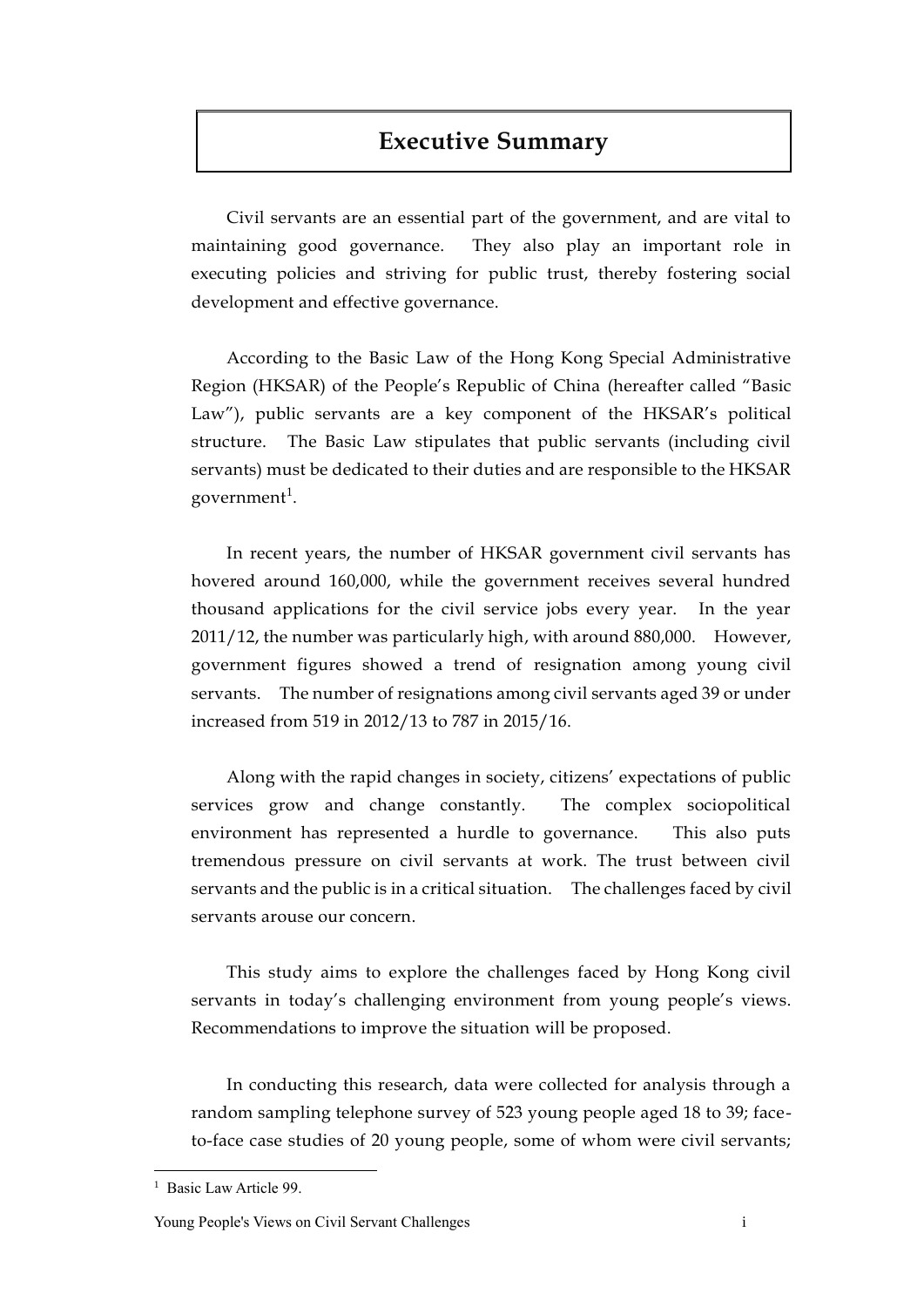# Executive Summary

Civil servants are an essential part of the government, and are vital to maintaining good governance. They also play an important role in executing policies and striving for public trust, thereby fostering social development and effective governance.

According to the Basic Law of the Hong Kong Special Administrative Region (HKSAR) of the People's Republic of China (hereafter called "Basic Law"), public servants are a key component of the HKSAR's political structure. The Basic Law stipulates that public servants (including civil servants) must be dedicated to their duties and are responsible to the HKSAR government[1].

In recent years, the number of HKSAR government civil servants has hovered around 160,000, while the government receives several hundred thousand applications for the civil service jobs every year. In the year 2011/12, the number was particularly high, with around 880,000. However, government figures showed a trend of resignation among young civil servants. The number of resignations among civil servants aged 39 or under increased from 519 in 2012/13 to 787 in 2015/16.

Along with the rapid changes in society, citizens' expectations of public services grow and change constantly. The complex sociopolitical environment has represented a hurdle to governance. This also puts tremendous pressure on civil servants at work. The trust between civil servants and the public is in a critical situation. The challenges faced by civil servants arouse our concern.

This study aims to explore the challenges faced by Hong Kong civil servants in today's challenging environment from young people's views. Recommendations to improve the situation will be proposed.

In conducting this research, data were collected for analysis through a random sampling telephone survey of 523 young people aged 18 to 39; face-to-face case studies of 20 young people, some of whom were civil servants;

[1] Basic Law Article 99.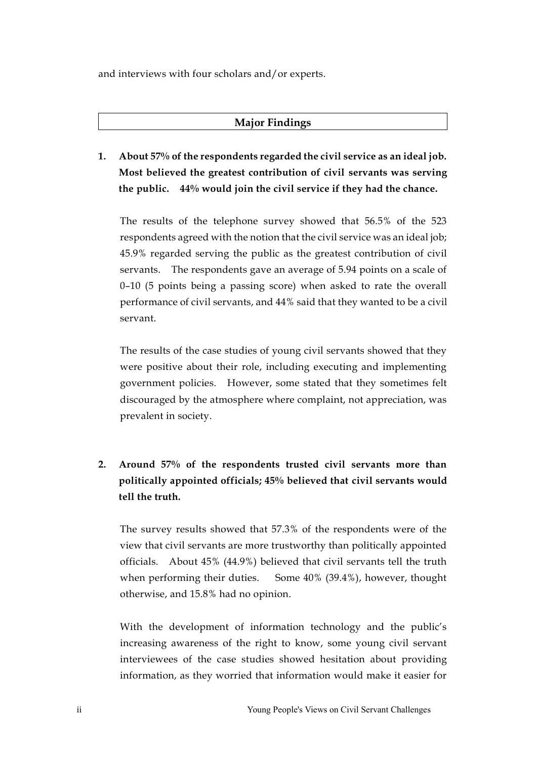and interviews with four scholars and/or experts.

## Major Findings

**1. About 57% of the respondents regarded the civil service as an ideal job. Most believed the greatest contribution of civil servants was serving the public. 44% would join the civil service if they had the chance.**

The results of the telephone survey showed that 56.5% of the 523 respondents agreed with the notion that the civil service was an ideal job; 45.9% regarded serving the public as the greatest contribution of civil servants. The respondents gave an average of 5.94 points on a scale of 0–10 (5 points being a passing score) when asked to rate the overall performance of civil servants, and 44% said that they wanted to be a civil servant.

The results of the case studies of young civil servants showed that they were positive about their role, including executing and implementing government policies. However, some stated that they sometimes felt discouraged by the atmosphere where complaint, not appreciation, was prevalent in society.

**2. Around 57% of the respondents trusted civil servants more than politically appointed officials; 45% believed that civil servants would tell the truth.**

The survey results showed that 57.3% of the respondents were of the view that civil servants are more trustworthy than politically appointed officials. About 45% (44.9%) believed that civil servants tell the truth when performing their duties. Some 40% (39.4%), however, thought otherwise, and 15.8% had no opinion.

With the development of information technology and the public's increasing awareness of the right to know, some young civil servant interviewees of the case studies showed hesitation about providing information, as they worried that information would make it easier for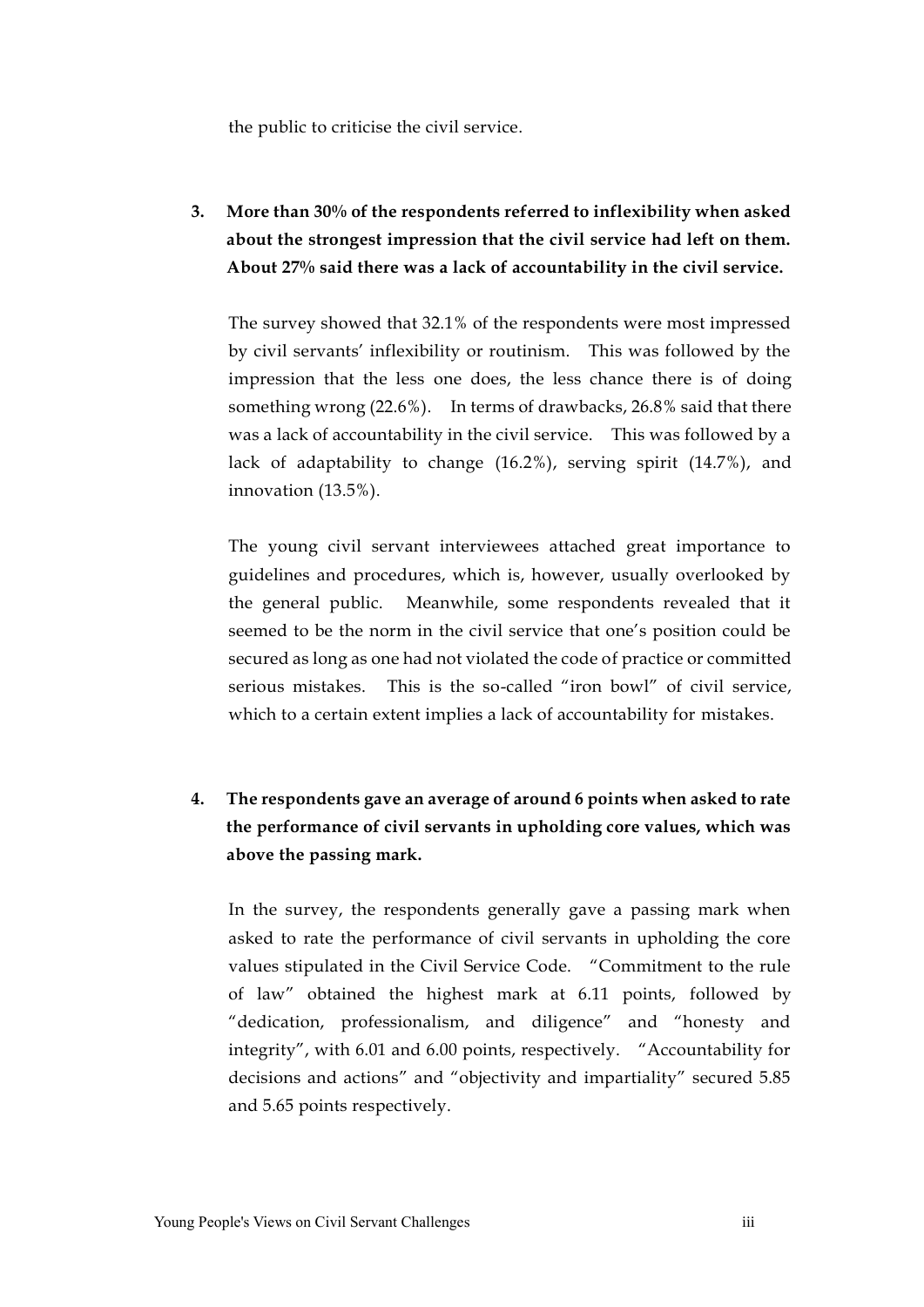the public to criticise the civil service.

**3. More than 30% of the respondents referred to inflexibility when asked about the strongest impression that the civil service had left on them. About 27% said there was a lack of accountability in the civil service.**

The survey showed that 32.1% of the respondents were most impressed by civil servants' inflexibility or routinism. This was followed by the impression that the less one does, the less chance there is of doing something wrong (22.6%). In terms of drawbacks, 26.8% said that there was a lack of accountability in the civil service. This was followed by a lack of adaptability to change (16.2%), serving spirit (14.7%), and innovation (13.5%).

The young civil servant interviewees attached great importance to guidelines and procedures, which is, however, usually overlooked by the general public. Meanwhile, some respondents revealed that it seemed to be the norm in the civil service that one's position could be secured as long as one had not violated the code of practice or committed serious mistakes. This is the so-called "iron bowl" of civil service, which to a certain extent implies a lack of accountability for mistakes.

**4. The respondents gave an average of around 6 points when asked to rate the performance of civil servants in upholding core values, which was above the passing mark.**

In the survey, the respondents generally gave a passing mark when asked to rate the performance of civil servants in upholding the core values stipulated in the Civil Service Code. "Commitment to the rule of law" obtained the highest mark at 6.11 points, followed by "dedication, professionalism, and diligence" and "honesty and integrity", with 6.01 and 6.00 points, respectively. "Accountability for decisions and actions" and "objectivity and impartiality" secured 5.85 and 5.65 points respectively.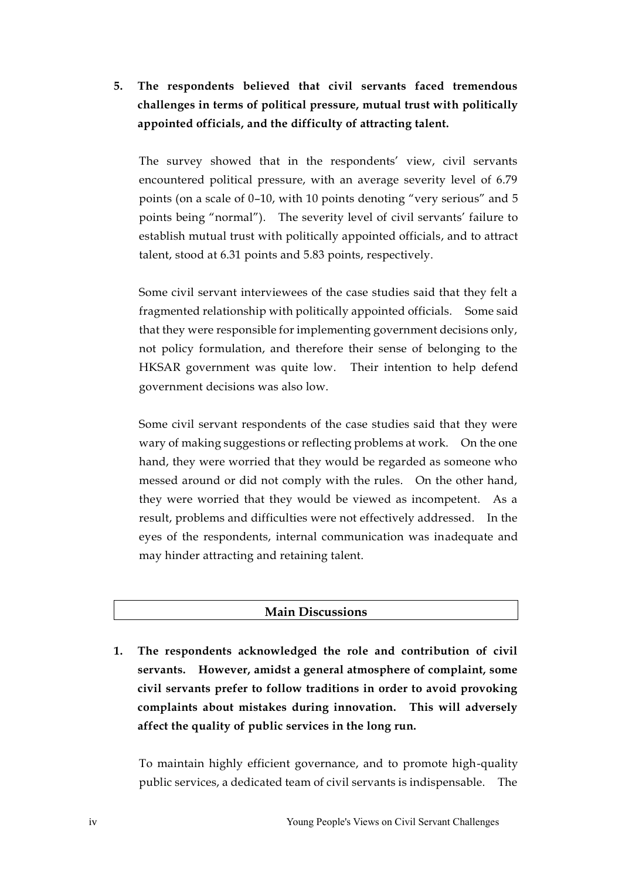5. **The respondents believed that civil servants faced tremendous challenges in terms of political pressure, mutual trust with politically appointed officials, and the difficulty of attracting talent.**

   The survey showed that in the respondents' view, civil servants encountered political pressure, with an average severity level of 6.79 points (on a scale of 0–10, with 10 points denoting "very serious" and 5 points being "normal"). The severity level of civil servants' failure to establish mutual trust with politically appointed officials, and to attract talent, stood at 6.31 points and 5.83 points, respectively.

   Some civil servant interviewees of the case studies said that they felt a fragmented relationship with politically appointed officials. Some said that they were responsible for implementing government decisions only, not policy formulation, and therefore their sense of belonging to the HKSAR government was quite low. Their intention to help defend government decisions was also low.

   Some civil servant respondents of the case studies said that they were wary of making suggestions or reflecting problems at work. On the one hand, they were worried that they would be regarded as someone who messed around or did not comply with the rules. On the other hand, they were worried that they would be viewed as incompetent. As a result, problems and difficulties were not effectively addressed. In the eyes of the respondents, internal communication was inadequate and may hinder attracting and retaining talent.

## Main Discussions

1. **The respondents acknowledged the role and contribution of civil servants. However, amidst a general atmosphere of complaint, some civil servants prefer to follow traditions in order to avoid provoking complaints about mistakes during innovation. This will adversely affect the quality of public services in the long run.**

   To maintain highly efficient governance, and to promote high-quality public services, a dedicated team of civil servants is indispensable. The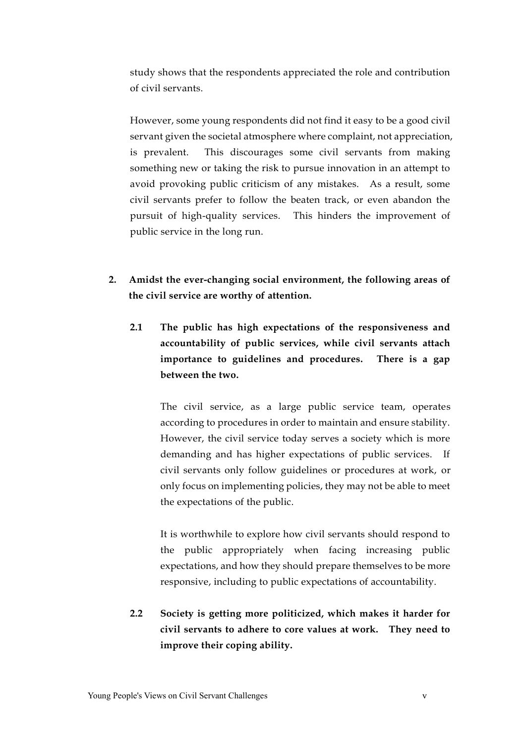study shows that the respondents appreciated the role and contribution of civil servants.

However, some young respondents did not find it easy to be a good civil servant given the societal atmosphere where complaint, not appreciation, is prevalent. This discourages some civil servants from making something new or taking the risk to pursue innovation in an attempt to avoid provoking public criticism of any mistakes. As a result, some civil servants prefer to follow the beaten track, or even abandon the pursuit of high-quality services. This hinders the improvement of public service in the long run.

**2. Amidst the ever-changing social environment, the following areas of the civil service are worthy of attention.**

**2.1 The public has high expectations of the responsiveness and accountability of public services, while civil servants attach importance to guidelines and procedures. There is a gap between the two.**

The civil service, as a large public service team, operates according to procedures in order to maintain and ensure stability. However, the civil service today serves a society which is more demanding and has higher expectations of public services. If civil servants only follow guidelines or procedures at work, or only focus on implementing policies, they may not be able to meet the expectations of the public.

It is worthwhile to explore how civil servants should respond to the public appropriately when facing increasing public expectations, and how they should prepare themselves to be more responsive, including to public expectations of accountability.

**2.2 Society is getting more politicized, which makes it harder for civil servants to adhere to core values at work. They need to improve their coping ability.**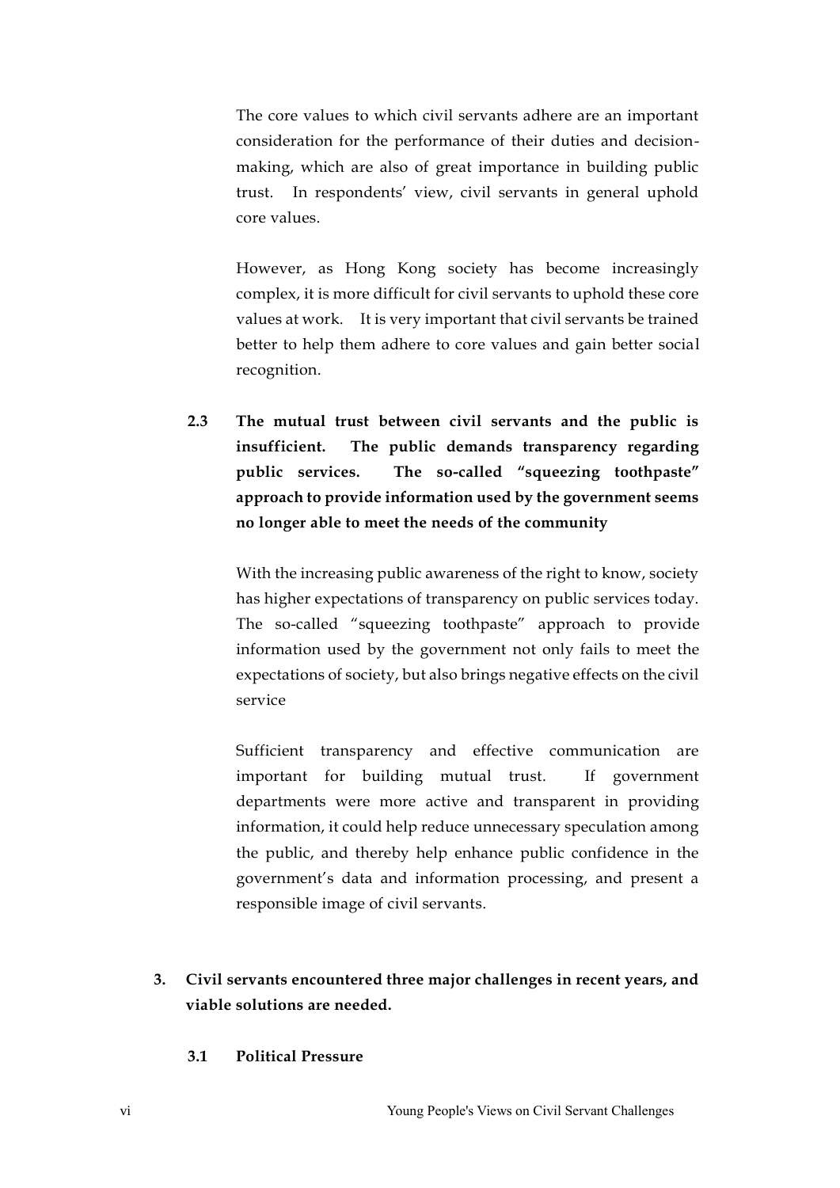The core values to which civil servants adhere are an important consideration for the performance of their duties and decision-making, which are also of great importance in building public trust. In respondents' view, civil servants in general uphold core values.

However, as Hong Kong society has become increasingly complex, it is more difficult for civil servants to uphold these core values at work. It is very important that civil servants be trained better to help them adhere to core values and gain better social recognition.

**2.3 The mutual trust between civil servants and the public is insufficient. The public demands transparency regarding public services. The so-called "squeezing toothpaste" approach to provide information used by the government seems no longer able to meet the needs of the community**

With the increasing public awareness of the right to know, society has higher expectations of transparency on public services today. The so-called "squeezing toothpaste" approach to provide information used by the government not only fails to meet the expectations of society, but also brings negative effects on the civil service

Sufficient transparency and effective communication are important for building mutual trust. If government departments were more active and transparent in providing information, it could help reduce unnecessary speculation among the public, and thereby help enhance public confidence in the government's data and information processing, and present a responsible image of civil servants.

**3. Civil servants encountered three major challenges in recent years, and viable solutions are needed.**

**3.1 Political Pressure**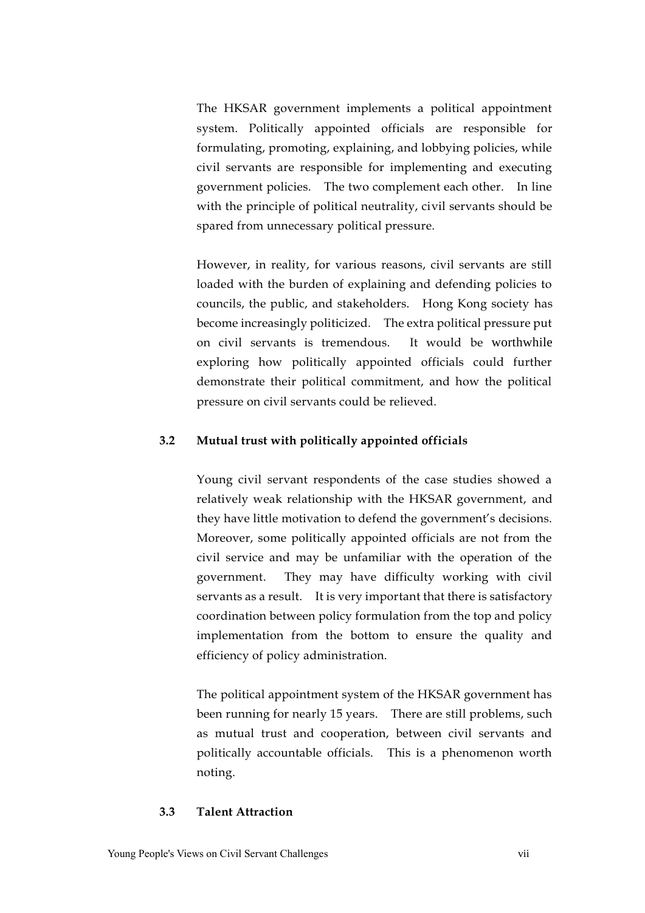The HKSAR government implements a political appointment system. Politically appointed officials are responsible for formulating, promoting, explaining, and lobbying policies, while civil servants are responsible for implementing and executing government policies. The two complement each other. In line with the principle of political neutrality, civil servants should be spared from unnecessary political pressure.

However, in reality, for various reasons, civil servants are still loaded with the burden of explaining and defending policies to councils, the public, and stakeholders. Hong Kong society has become increasingly politicized. The extra political pressure put on civil servants is tremendous. It would be worthwhile exploring how politically appointed officials could further demonstrate their political commitment, and how the political pressure on civil servants could be relieved.

### 3.2 Mutual trust with politically appointed officials

Young civil servant respondents of the case studies showed a relatively weak relationship with the HKSAR government, and they have little motivation to defend the government's decisions. Moreover, some politically appointed officials are not from the civil service and may be unfamiliar with the operation of the government. They may have difficulty working with civil servants as a result. It is very important that there is satisfactory coordination between policy formulation from the top and policy implementation from the bottom to ensure the quality and efficiency of policy administration.

The political appointment system of the HKSAR government has been running for nearly 15 years. There are still problems, such as mutual trust and cooperation, between civil servants and politically accountable officials. This is a phenomenon worth noting.

### 3.3 Talent Attraction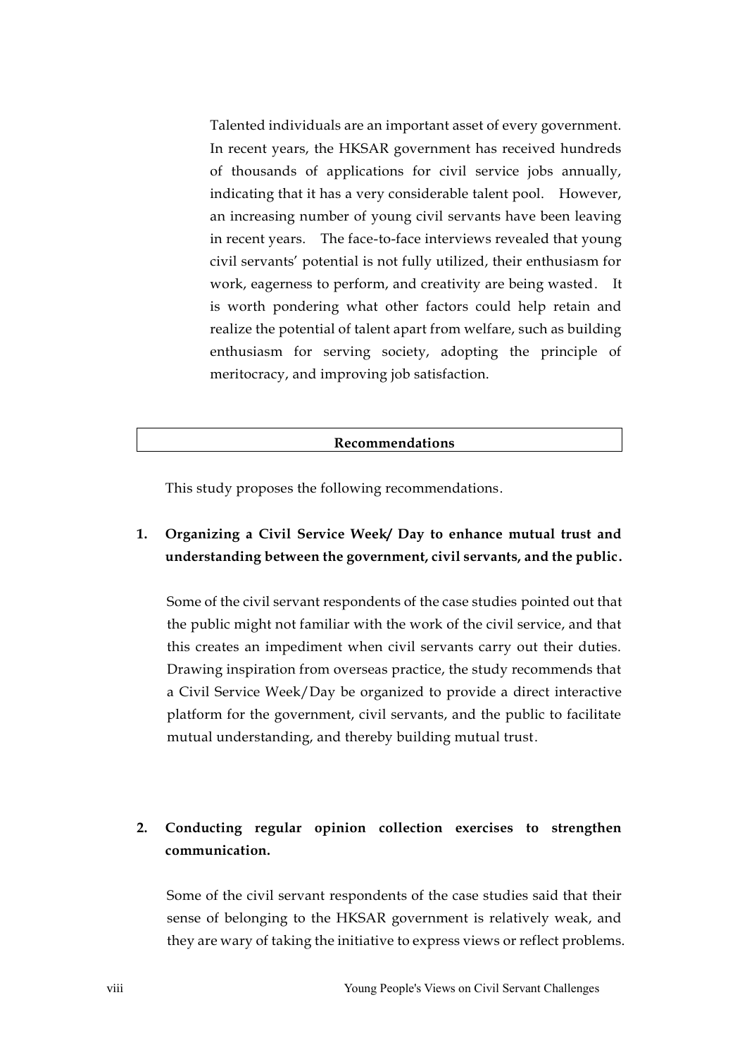Talented individuals are an important asset of every government. In recent years, the HKSAR government has received hundreds of thousands of applications for civil service jobs annually, indicating that it has a very considerable talent pool. However, an increasing number of young civil servants have been leaving in recent years. The face-to-face interviews revealed that young civil servants' potential is not fully utilized, their enthusiasm for work, eagerness to perform, and creativity are being wasted. It is worth pondering what other factors could help retain and realize the potential of talent apart from welfare, such as building enthusiasm for serving society, adopting the principle of meritocracy, and improving job satisfaction.

## Recommendations

This study proposes the following recommendations.

**1. Organizing a Civil Service Week/ Day to enhance mutual trust and understanding between the government, civil servants, and the public.**

Some of the civil servant respondents of the case studies pointed out that the public might not familiar with the work of the civil service, and that this creates an impediment when civil servants carry out their duties. Drawing inspiration from overseas practice, the study recommends that a Civil Service Week/Day be organized to provide a direct interactive platform for the government, civil servants, and the public to facilitate mutual understanding, and thereby building mutual trust.

**2. Conducting regular opinion collection exercises to strengthen communication.**

Some of the civil servant respondents of the case studies said that their sense of belonging to the HKSAR government is relatively weak, and they are wary of taking the initiative to express views or reflect problems.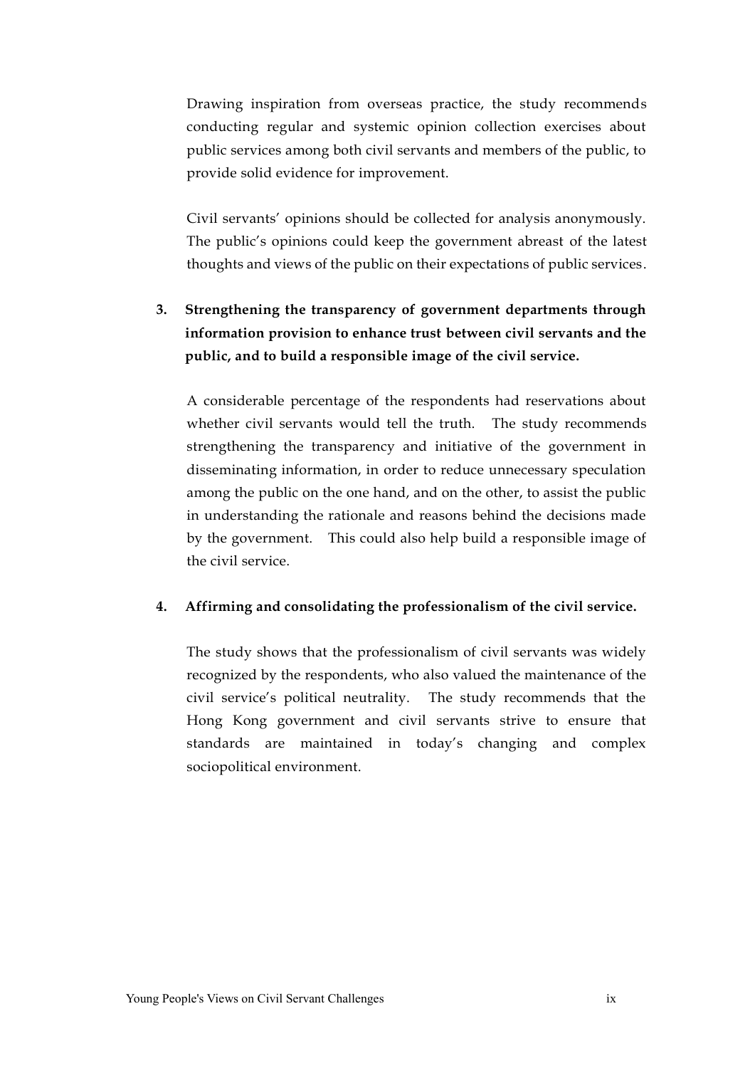Drawing inspiration from overseas practice, the study recommends conducting regular and systemic opinion collection exercises about public services among both civil servants and members of the public, to provide solid evidence for improvement.

Civil servants' opinions should be collected for analysis anonymously. The public's opinions could keep the government abreast of the latest thoughts and views of the public on their expectations of public services.

**3. Strengthening the transparency of government departments through information provision to enhance trust between civil servants and the public, and to build a responsible image of the civil service.**

A considerable percentage of the respondents had reservations about whether civil servants would tell the truth. The study recommends strengthening the transparency and initiative of the government in disseminating information, in order to reduce unnecessary speculation among the public on the one hand, and on the other, to assist the public in understanding the rationale and reasons behind the decisions made by the government. This could also help build a responsible image of the civil service.

**4. Affirming and consolidating the professionalism of the civil service.**

The study shows that the professionalism of civil servants was widely recognized by the respondents, who also valued the maintenance of the civil service's political neutrality. The study recommends that the Hong Kong government and civil servants strive to ensure that standards are maintained in today's changing and complex sociopolitical environment.